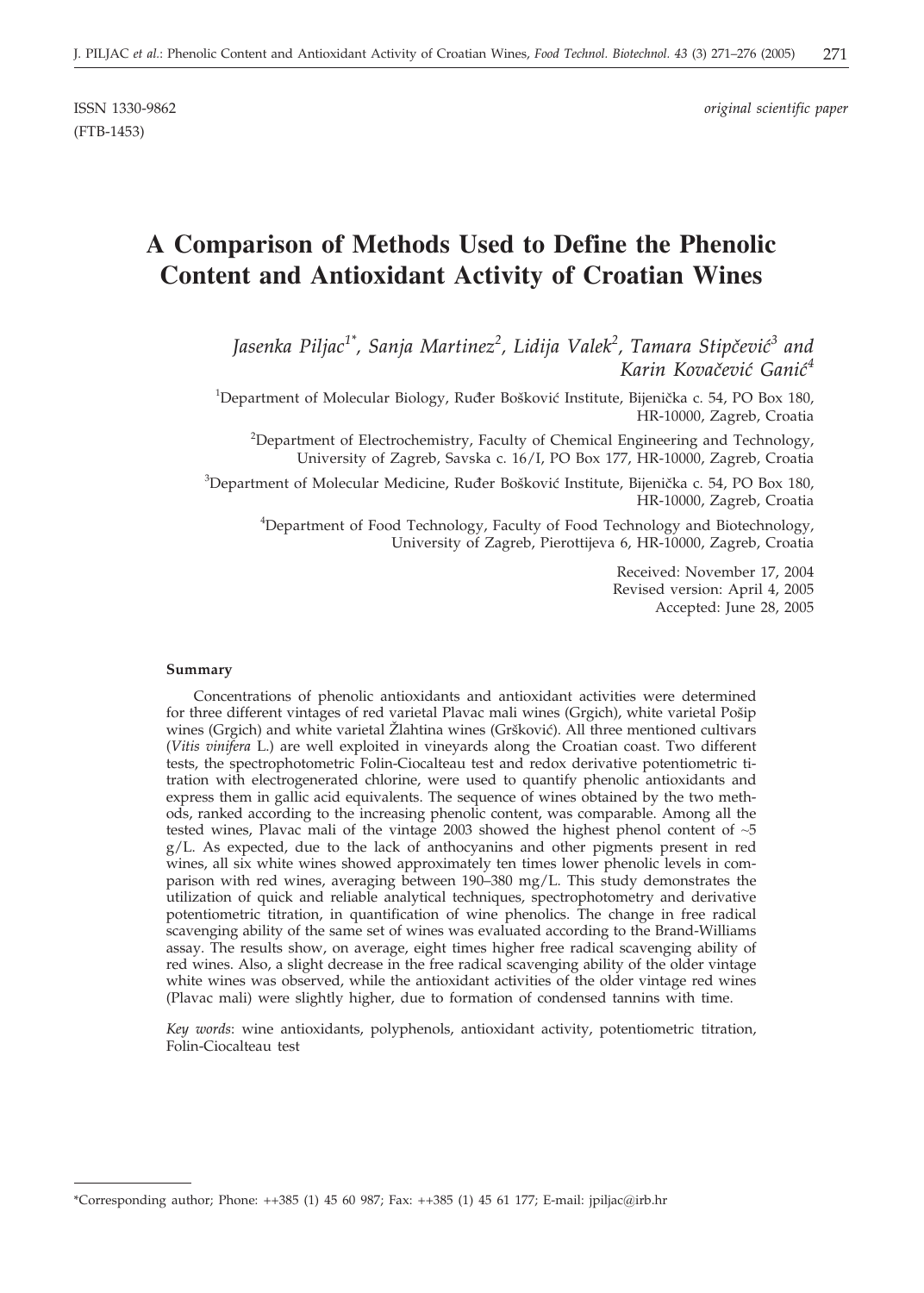ISSN 1330-9862 *original scientific paper*
(FTB-1453)

# A Comparison of Methods Used to Define the Phenolic Content and Antioxidant Activity of Croatian Wines

*Jasenka Piljac[1*], Sanja Martinez[2], Lidija Valek[2], Tamara Stipčević[3] and Karin Kovačević Ganić[4]*

[1]Department of Molecular Biology, Ruđer Bošković Institute, Bijenička c. 54, PO Box 180, HR-10000, Zagreb, Croatia

[2]Department of Electrochemistry, Faculty of Chemical Engineering and Technology, University of Zagreb, Savska c. 16/I, PO Box 177, HR-10000, Zagreb, Croatia

[3]Department of Molecular Medicine, Ruđer Bošković Institute, Bijenička c. 54, PO Box 180, HR-10000, Zagreb, Croatia

[4]Department of Food Technology, Faculty of Food Technology and Biotechnology, University of Zagreb, Pierottijeva 6, HR-10000, Zagreb, Croatia

Received: November 17, 2004
Revised version: April 4, 2005
Accepted: June 28, 2005

### Summary

Concentrations of phenolic antioxidants and antioxidant activities were determined for three different vintages of red varietal Plavac mali wines (Grgich), white varietal Pošip wines (Grgich) and white varietal Žlahtina wines (Gršković). All three mentioned cultivars (*Vitis vinifera* L.) are well exploited in vineyards along the Croatian coast. Two different tests, the spectrophotometric Folin-Ciocalteau test and redox derivative potentiometric titration with electrogenerated chlorine, were used to quantify phenolic antioxidants and express them in gallic acid equivalents. The sequence of wines obtained by the two methods, ranked according to the increasing phenolic content, was comparable. Among all the tested wines, Plavac mali of the vintage 2003 showed the highest phenol content of ~5 g/L. As expected, due to the lack of anthocyanins and other pigments present in red wines, all six white wines showed approximately ten times lower phenolic levels in comparison with red wines, averaging between 190–380 mg/L. This study demonstrates the utilization of quick and reliable analytical techniques, spectrophotometry and derivative potentiometric titration, in quantification of wine phenolics. The change in free radical scavenging ability of the same set of wines was evaluated according to the Brand-Williams assay. The results show, on average, eight times higher free radical scavenging ability of red wines. Also, a slight decrease in the free radical scavenging ability of the older vintage white wines was observed, while the antioxidant activities of the older vintage red wines (Plavac mali) were slightly higher, due to formation of condensed tannins with time.

*Key words*: wine antioxidants, polyphenols, antioxidant activity, potentiometric titration, Folin-Ciocalteau test

---

*Corresponding author; Phone: ++385 (1) 45 60 987; Fax: ++385 (1) 45 61 177; E-mail: jpiljac@irb.hr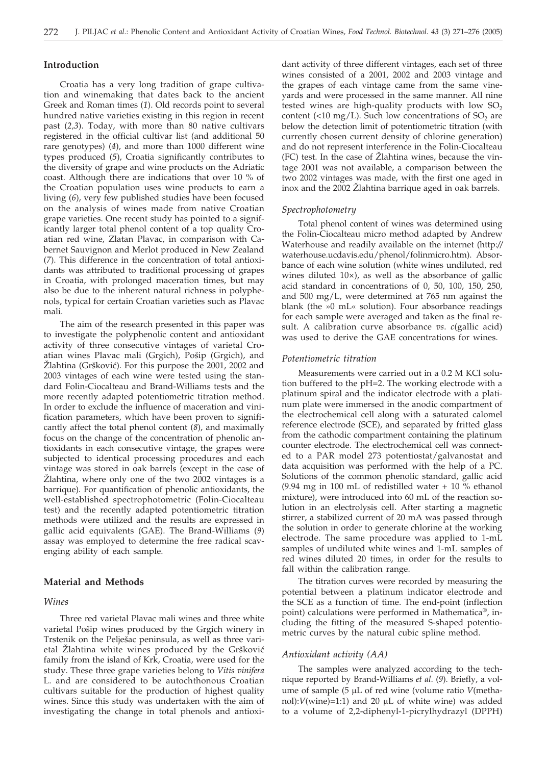## Introduction

Croatia has a very long tradition of grape cultivation and winemaking that dates back to the ancient Greek and Roman times (*1*). Old records point to several hundred native varieties existing in this region in recent past (*2,3*). Today, with more than 80 native cultivars registered in the official cultivar list (and additional 50 rare genotypes) (*4*), and more than 1000 different wine types produced (*5*), Croatia significantly contributes to the diversity of grape and wine products on the Adriatic coast. Although there are indications that over 10 % of the Croatian population uses wine products to earn a living (*6*), very few published studies have been focused on the analysis of wines made from native Croatian grape varieties. One recent study has pointed to a significantly larger total phenol content of a top quality Croatian red wine, Zlatan Plavac, in comparison with Cabernet Sauvignon and Merlot produced in New Zealand (*7*). This difference in the concentration of total antioxidants was attributed to traditional processing of grapes in Croatia, with prolonged maceration times, but may also be due to the inherent natural richness in polyphenols, typical for certain Croatian varieties such as Plavac mali.

The aim of the research presented in this paper was to investigate the polyphenolic content and antioxidant activity of three consecutive vintages of varietal Croatian wines Plavac mali (Grgich), Pošip (Grgich), and Žlahtina (Gršković). For this purpose the 2001, 2002 and 2003 vintages of each wine were tested using the standard Folin-Ciocalteau and Brand-Williams tests and the more recently adapted potentiometric titration method. In order to exclude the influence of maceration and vinification parameters, which have been proven to significantly affect the total phenol content (*8*), and maximally focus on the change of the concentration of phenolic antioxidants in each consecutive vintage, the grapes were subjected to identical processing procedures and each vintage was stored in oak barrels (except in the case of Žlahtina, where only one of the two 2002 vintages is a barrique). For quantification of phenolic antioxidants, the well-established spectrophotometric (Folin-Ciocalteau test) and the recently adapted potentiometric titration methods were utilized and the results are expressed in gallic acid equivalents (GAE). The Brand-Williams (*9*) assay was employed to determine the free radical scavenging ability of each sample.

## Material and Methods

### Wines

Three red varietal Plavac mali wines and three white varietal Pošip wines produced by the Grgich winery in Trstenik on the Pelješac peninsula, as well as three varietal Žlahtina white wines produced by the Gršković family from the island of Krk, Croatia, were used for the study. These three grape varieties belong to *Vitis vinifera* L. and are considered to be autochthonous Croatian cultivars suitable for the production of highest quality wines. Since this study was undertaken with the aim of investigating the change in total phenols and antioxidant activity of three different vintages, each set of three wines consisted of a 2001, 2002 and 2003 vintage and the grapes of each vintage came from the same vineyards and were processed in the same manner. All nine tested wines are high-quality products with low $SO_2$ content (<10 mg/L). Such low concentrations of $SO_2$ are below the detection limit of potentiometric titration (with currently chosen current density of chlorine generation) and do not represent interference in the Folin-Ciocalteau (FC) test. In the case of Žlahtina wines, because the vintage 2001 was not available, a comparison between the two 2002 vintages was made, with the first one aged in inox and the 2002 Žlahtina barrique aged in oak barrels.

### Spectrophotometry

Total phenol content of wines was determined using the Folin-Ciocalteau micro method adapted by Andrew Waterhouse and readily available on the internet (http://waterhouse.ucdavis.edu/phenol/folinmicro.htm). Absorbance of each wine solution (white wines undiluted, red wines diluted 10×), as well as the absorbance of gallic acid standard in concentrations of 0, 50, 100, 150, 250, and 500 mg/L, were determined at 765 nm against the blank (the »0 mL« solution). Four absorbance readings for each sample were averaged and taken as the final result. A calibration curve absorbance *vs*. *c*(gallic acid) was used to derive the GAE concentrations for wines.

### Potentiometric titration

Measurements were carried out in a 0.2 M KCl solution buffered to the pH=2. The working electrode with a platinum spiral and the indicator electrode with a platinum plate were immersed in the anodic compartment of the electrochemical cell along with a saturated calomel reference electrode (SCE), and separated by fritted glass from the cathodic compartment containing the platinum counter electrode. The electrochemical cell was connected to a PAR model 273 potentiostat/galvanostat and data acquisition was performed with the help of a PC. Solutions of the common phenolic standard, gallic acid (9.94 mg in 100 mL of redistilled water + 10 % ethanol mixture), were introduced into 60 mL of the reaction solution in an electrolysis cell. After starting a magnetic stirrer, a stabilized current of 20 mA was passed through the solution in order to generate chlorine at the working electrode. The same procedure was applied to 1-mL samples of undiluted white wines and 1-mL samples of red wines diluted 20 times, in order for the results to fall within the calibration range.

The titration curves were recorded by measuring the potential between a platinum indicator electrode and the SCE as a function of time. The end-point (inflection point) calculations were performed in Mathematica®, including the fitting of the measured S-shaped potentiometric curves by the natural cubic spline method.

### Antioxidant activity (AA)

The samples were analyzed according to the technique reported by Brand-Williams *et al*. (*9*). Briefly, a volume of sample (5 μL of red wine (volume ratio *V*(methanol):*V*(wine)=1:1) and 20 μL of white wine) was added to a volume of 2,2-diphenyl-1-picrylhydrazyl (DPPH)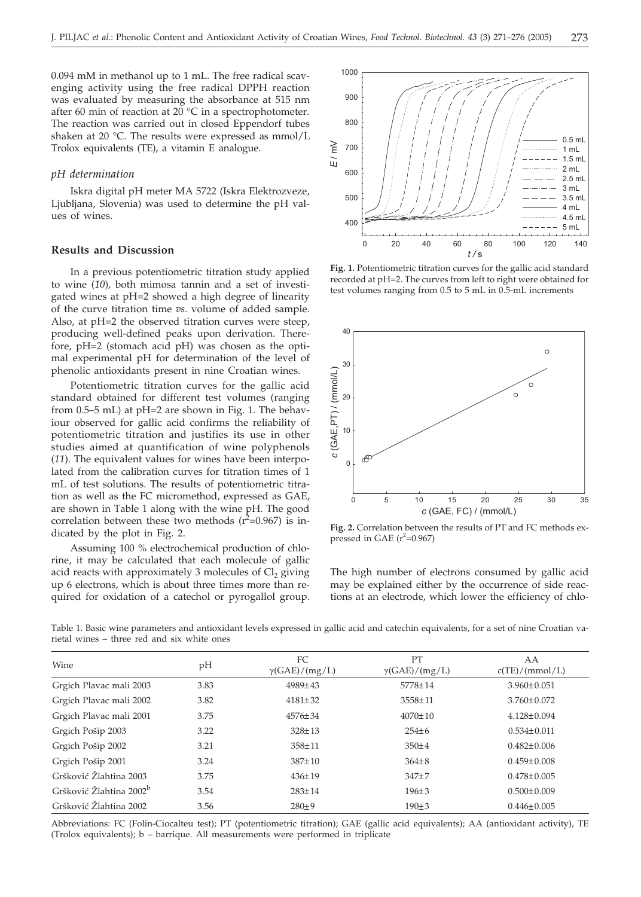0.094 mM in methanol up to 1 mL. The free radical scavenging activity using the free radical DPPH reaction was evaluated by measuring the absorbance at 515 nm after 60 min of reaction at 20 °C in a spectrophotometer. The reaction was carried out in closed Eppendorf tubes shaken at 20 °C. The results were expressed as mmol/L Trolox equivalents (TE), a vitamin E analogue.

### *pH determination*

Iskra digital pH meter MA 5722 (Iskra Elektrozveze, Ljubljana, Slovenia) was used to determine the pH values of wines.

## Results and Discussion

In a previous potentiometric titration study applied to wine (*10*), both mimosa tannin and a set of investigated wines at pH=2 showed a high degree of linearity of the curve titration time *vs.* volume of added sample. Also, at pH=2 the observed titration curves were steep, producing well-defined peaks upon derivation. Therefore, pH=2 (stomach acid pH) was chosen as the optimal experimental pH for determination of the level of phenolic antioxidants present in nine Croatian wines.

Potentiometric titration curves for the gallic acid standard obtained for different test volumes (ranging from 0.5–5 mL) at pH=2 are shown in Fig. 1. The behaviour observed for gallic acid confirms the reliability of potentiometric titration and justifies its use in other studies aimed at quantification of wine polyphenols (*11*). The equivalent values for wines have been interpolated from the calibration curves for titration times of 1 mL of test solutions. The results of potentiometric titration as well as the FC micromethod, expressed as GAE, are shown in Table 1 along with the wine pH. The good correlation between these two methods ($r^2$=0.967) is indicated by the plot in Fig. 2.

Assuming 100 % electrochemical production of chlorine, it may be calculated that each molecule of gallic acid reacts with approximately 3 molecules of $Cl_2$ giving up 6 electrons, which is about three times more than required for oxidation of a catechol or pyrogallol group. The high number of electrons consumed by gallic acid may be explained either by the occurrence of side reactions at an electrode, which lower the efficiency of chlo-

**Fig. 1.** Potentiometric titration curves for the gallic acid standard recorded at pH=2. The curves from left to right were obtained for test volumes ranging from 0.5 to 5 mL in 0.5-mL increments

**Fig. 2.** Correlation between the results of PT and FC methods expressed in GAE ($r^2$=0.967)

Table 1. Basic wine parameters and antioxidant levels expressed in gallic acid and catechin equivalents, for a set of nine Croatian varietal wines – three red and six white ones

| Wine | pH | FC $\gamma$(GAE)/(mg/L) | PT $\gamma$(GAE)/(mg/L) | AA $c$(TE)/(mmol/L) |
|---|---|---|---|---|
| Grgich Plavac mali 2003 | 3.83 | 4989±43 | 5778±14 | 3.960±0.051 |
| Grgich Plavac mali 2002 | 3.82 | 4181±32 | 3558±11 | 3.760±0.072 |
| Grgich Plavac mali 2001 | 3.75 | 4576±34 | 4070±10 | 4.128±0.094 |
| Grgich Pošip 2003 | 3.22 | 328±13 | 254±6 | 0.534±0.011 |
| Grgich Pošip 2002 | 3.21 | 358±11 | 350±4 | 0.482±0.006 |
| Grgich Pošip 2001 | 3.24 | 387±10 | 364±8 | 0.459±0.008 |
| Gršković Žlahtina 2003 | 3.75 | 436±19 | 347±7 | 0.478±0.005 |
| Gršković Žlahtina 2002[b] | 3.54 | 283±14 | 196±3 | 0.500±0.009 |
| Gršković Žlahtina 2002 | 3.56 | 280±9 | 190±3 | 0.446±0.005 |

Abbreviations: FC (Folin-Ciocalteu test); PT (potentiometric titration); GAE (gallic acid equivalents); AA (antioxidant activity), TE (Trolox equivalents); b – barrique. All measurements were performed in triplicate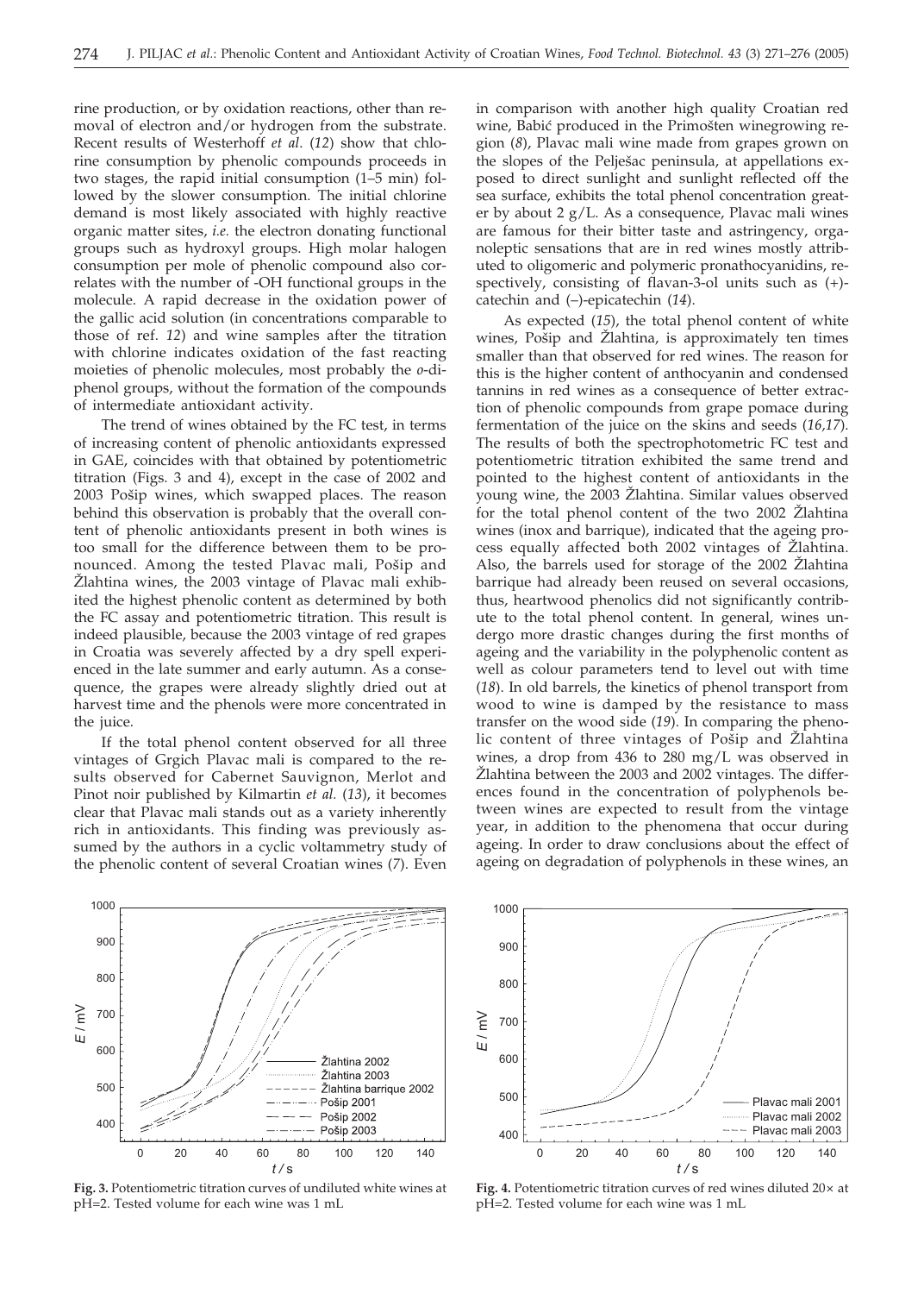rine production, or by oxidation reactions, other than removal of electron and/or hydrogen from the substrate. Recent results of Westerhoff *et al.* (*12*) show that chlorine consumption by phenolic compounds proceeds in two stages, the rapid initial consumption (1–5 min) followed by the slower consumption. The initial chlorine demand is most likely associated with highly reactive organic matter sites, *i.e.* the electron donating functional groups such as hydroxyl groups. High molar halogen consumption per mole of phenolic compound also correlates with the number of -OH functional groups in the molecule. A rapid decrease in the oxidation power of the gallic acid solution (in concentrations comparable to those of ref. *12*) and wine samples after the titration with chlorine indicates oxidation of the fast reacting moieties of phenolic molecules, most probably the *o*-diphenol groups, without the formation of the compounds of intermediate antioxidant activity.

The trend of wines obtained by the FC test, in terms of increasing content of phenolic antioxidants expressed in GAE, coincides with that obtained by potentiometric titration (Figs. 3 and 4), except in the case of 2002 and 2003 Pošip wines, which swapped places. The reason behind this observation is probably that the overall content of phenolic antioxidants present in both wines is too small for the difference between them to be pronounced. Among the tested Plavac mali, Pošip and Žlahtina wines, the 2003 vintage of Plavac mali exhibited the highest phenolic content as determined by both the FC assay and potentiometric titration. This result is indeed plausible, because the 2003 vintage of red grapes in Croatia was severely affected by a dry spell experienced in the late summer and early autumn. As a consequence, the grapes were already slightly dried out at harvest time and the phenols were more concentrated in the juice.

If the total phenol content observed for all three vintages of Grgich Plavac mali is compared to the results observed for Cabernet Sauvignon, Merlot and Pinot noir published by Kilmartin *et al.* (*13*), it becomes clear that Plavac mali stands out as a variety inherently rich in antioxidants. This finding was previously assumed by the authors in a cyclic voltammetry study of the phenolic content of several Croatian wines (*7*). Even in comparison with another high quality Croatian red wine, Babić produced in the Primošten winegrowing region (*8*), Plavac mali wine made from grapes grown on the slopes of the Pelješac peninsula, at appellations exposed to direct sunlight and sunlight reflected off the sea surface, exhibits the total phenol concentration greater by about 2 g/L. As a consequence, Plavac mali wines are famous for their bitter taste and astringency, organoleptic sensations that are in red wines mostly attributed to oligomeric and polymeric pronathocyanidins, respectively, consisting of flavan-3-ol units such as (+)-catechin and (–)-epicatechin (*14*).

As expected (*15*), the total phenol content of white wines, Pošip and Žlahtina, is approximately ten times smaller than that observed for red wines. The reason for this is the higher content of anthocyanin and condensed tannins in red wines as a consequence of better extraction of phenolic compounds from grape pomace during fermentation of the juice on the skins and seeds (*16,17*). The results of both the spectrophotometric FC test and potentiometric titration exhibited the same trend and pointed to the highest content of antioxidants in the young wine, the 2003 Žlahtina. Similar values observed for the total phenol content of the two 2002 Žlahtina wines (inox and barrique), indicated that the ageing process equally affected both 2002 vintages of Žlahtina. Also, the barrels used for storage of the 2002 Žlahtina barrique had already been reused on several occasions, thus, heartwood phenolics did not significantly contribute to the total phenol content. In general, wines undergo more drastic changes during the first months of ageing and the variability in the polyphenolic content as well as colour parameters tend to level out with time (*18*). In old barrels, the kinetics of phenol transport from wood to wine is damped by the resistance to mass transfer on the wood side (*19*). In comparing the phenolic content of three vintages of Pošip and Žlahtina wines, a drop from 436 to 280 mg/L was observed in Žlahtina between the 2003 and 2002 vintages. The differences found in the concentration of polyphenols between wines are expected to result from the vintage year, in addition to the phenomena that occur during ageing. In order to draw conclusions about the effect of ageing on degradation of polyphenols in these wines, an

**Fig. 3.** Potentiometric titration curves of undiluted white wines at pH=2. Tested volume for each wine was 1 mL

**Fig. 4.** Potentiometric titration curves of red wines diluted 20× at pH=2. Tested volume for each wine was 1 mL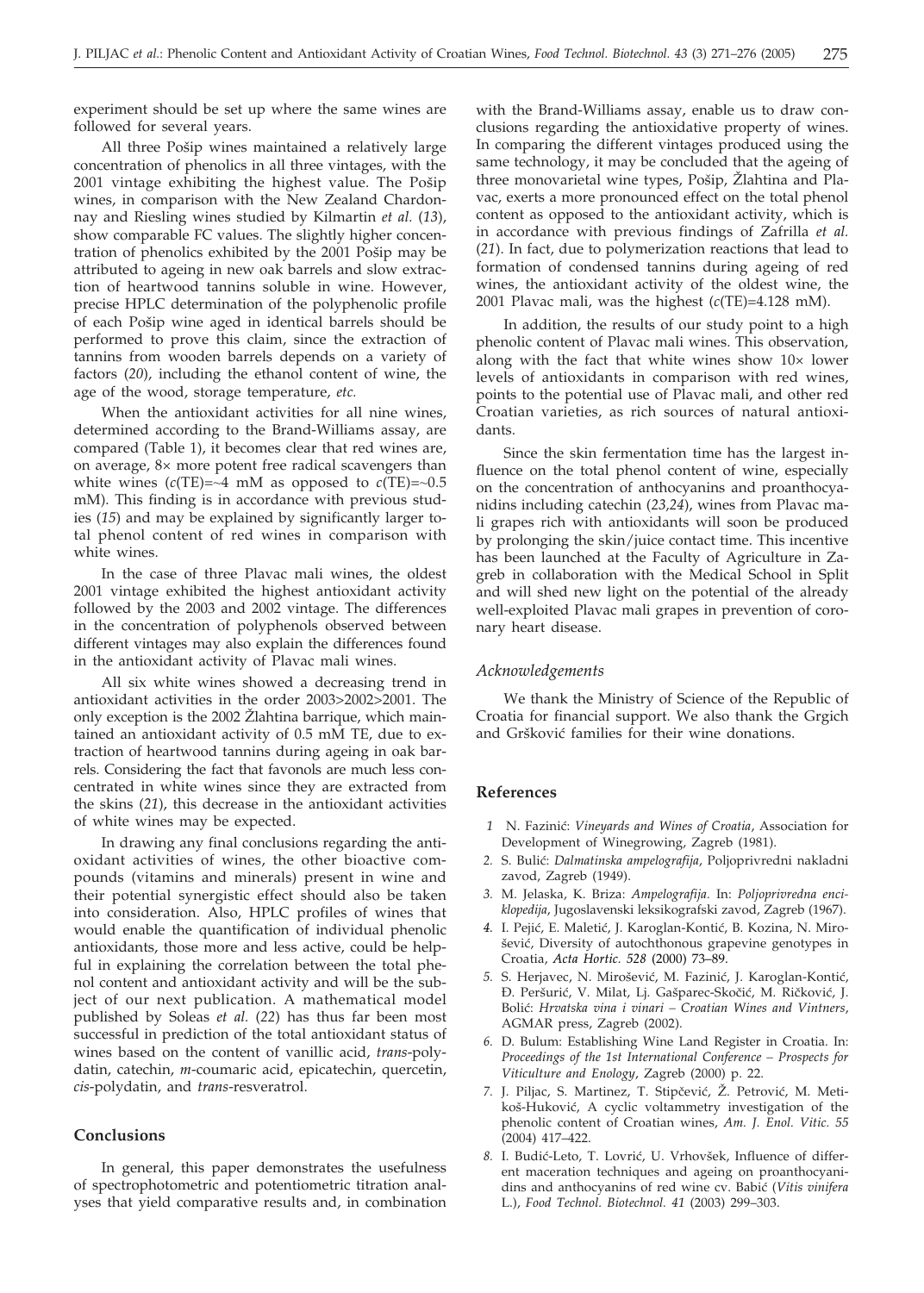experiment should be set up where the same wines are followed for several years.

All three Pošip wines maintained a relatively large concentration of phenolics in all three vintages, with the 2001 vintage exhibiting the highest value. The Pošip wines, in comparison with the New Zealand Chardonnay and Riesling wines studied by Kilmartin *et al.* (*13*), show comparable FC values. The slightly higher concentration of phenolics exhibited by the 2001 Pošip may be attributed to ageing in new oak barrels and slow extraction of heartwood tannins soluble in wine. However, precise HPLC determination of the polyphenolic profile of each Pošip wine aged in identical barrels should be performed to prove this claim, since the extraction of tannins from wooden barrels depends on a variety of factors (*20*), including the ethanol content of wine, the age of the wood, storage temperature, *etc.*

When the antioxidant activities for all nine wines, determined according to the Brand-Williams assay, are compared (Table 1), it becomes clear that red wines are, on average, 8× more potent free radical scavengers than white wines ($c$(TE)=~4 mM as opposed to $c$(TE)=~0.5 mM). This finding is in accordance with previous studies (*15*) and may be explained by significantly larger total phenol content of red wines in comparison with white wines.

In the case of three Plavac mali wines, the oldest 2001 vintage exhibited the highest antioxidant activity followed by the 2003 and 2002 vintage. The differences in the concentration of polyphenols observed between different vintages may also explain the differences found in the antioxidant activity of Plavac mali wines.

All six white wines showed a decreasing trend in antioxidant activities in the order 2003>2002>2001. The only exception is the 2002 Žlahtina barrique, which maintained an antioxidant activity of 0.5 mM TE, due to extraction of heartwood tannins during ageing in oak barrels. Considering the fact that favonols are much less concentrated in white wines since they are extracted from the skins (*21*), this decrease in the antioxidant activities of white wines may be expected.

In drawing any final conclusions regarding the antioxidant activities of wines, the other bioactive compounds (vitamins and minerals) present in wine and their potential synergistic effect should also be taken into consideration. Also, HPLC profiles of wines that would enable the quantification of individual phenolic antioxidants, those more and less active, could be helpful in explaining the correlation between the total phenol content and antioxidant activity and will be the subject of our next publication. A mathematical model published by Soleas *et al.* (*22*) has thus far been most successful in prediction of the total antioxidant status of wines based on the content of vanillic acid, *trans*-polydatin, catechin, *m*-coumaric acid, epicatechin, quercetin, *cis*-polydatin, and *trans*-resveratrol.

## Conclusions

In general, this paper demonstrates the usefulness of spectrophotometric and potentiometric titration analyses that yield comparative results and, in combination with the Brand-Williams assay, enable us to draw conclusions regarding the antioxidative property of wines. In comparing the different vintages produced using the same technology, it may be concluded that the ageing of three monovarietal wine types, Pošip, Žlahtina and Plavac, exerts a more pronounced effect on the total phenol content as opposed to the antioxidant activity, which is in accordance with previous findings of Zafrilla *et al.* (*21*). In fact, due to polymerization reactions that lead to formation of condensed tannins during ageing of red wines, the antioxidant activity of the oldest wine, the 2001 Plavac mali, was the highest ($c$(TE)=4.128 mM).

In addition, the results of our study point to a high phenolic content of Plavac mali wines. This observation, along with the fact that white wines show 10× lower levels of antioxidants in comparison with red wines, points to the potential use of Plavac mali, and other red Croatian varieties, as rich sources of natural antioxidants.

Since the skin fermentation time has the largest influence on the total phenol content of wine, especially on the concentration of anthocyanins and proanthocyanidins including catechin (*23,24*), wines from Plavac mali grapes rich with antioxidants will soon be produced by prolonging the skin/juice contact time. This incentive has been launched at the Faculty of Agriculture in Zagreb in collaboration with the Medical School in Split and will shed new light on the potential of the already well-exploited Plavac mali grapes in prevention of coronary heart disease.

### Acknowledgements

We thank the Ministry of Science of the Republic of Croatia for financial support. We also thank the Grgich and Gršković families for their wine donations.

## References

1. N. Fazinić: *Vineyards and Wines of Croatia*, Association for Development of Winegrowing, Zagreb (1981).
2. S. Bulić: *Dalmatinska ampelografija*, Poljoprivredni nakladni zavod, Zagreb (1949).
3. M. Jelaska, K. Briza: *Ampelografija*. In: *Poljoprivredna enciklopedija*, Jugoslavenski leksikografski zavod, Zagreb (1967).
4. I. Pejić, E. Maletić, J. Karoglan-Kontić, B. Kozina, N. Mirošević, Diversity of autochthonous grapevine genotypes in Croatia, *Acta Hortic. 528* (2000) 73–89.
5. S. Herjavec, N. Mirošević, M. Fazinić, J. Karoglan-Kontić, Đ. Peršurić, V. Milat, Lj. Gašparec-Skočić, M. Ričković, J. Bolić: *Hrvatska vina i vinari – Croatian Wines and Vintners*, AGMAR press, Zagreb (2002).
6. D. Bulum: Establishing Wine Land Register in Croatia. In: *Proceedings of the 1st International Conference – Prospects for Viticulture and Enology*, Zagreb (2000) p. 22.
7. J. Piljac, S. Martinez, T. Stipčević, Ž. Petrović, M. Metikoš-Huković, A cyclic voltammetry investigation of the phenolic content of Croatian wines, *Am. J. Enol. Vitic. 55* (2004) 417–422.
8. I. Budić-Leto, T. Lovrić, U. Vrhovšek, Influence of different maceration techniques and ageing on proanthocyanidins and anthocyanins of red wine cv. Babić (*Vitis vinifera* L.), *Food Technol. Biotechnol. 41* (2003) 299–303.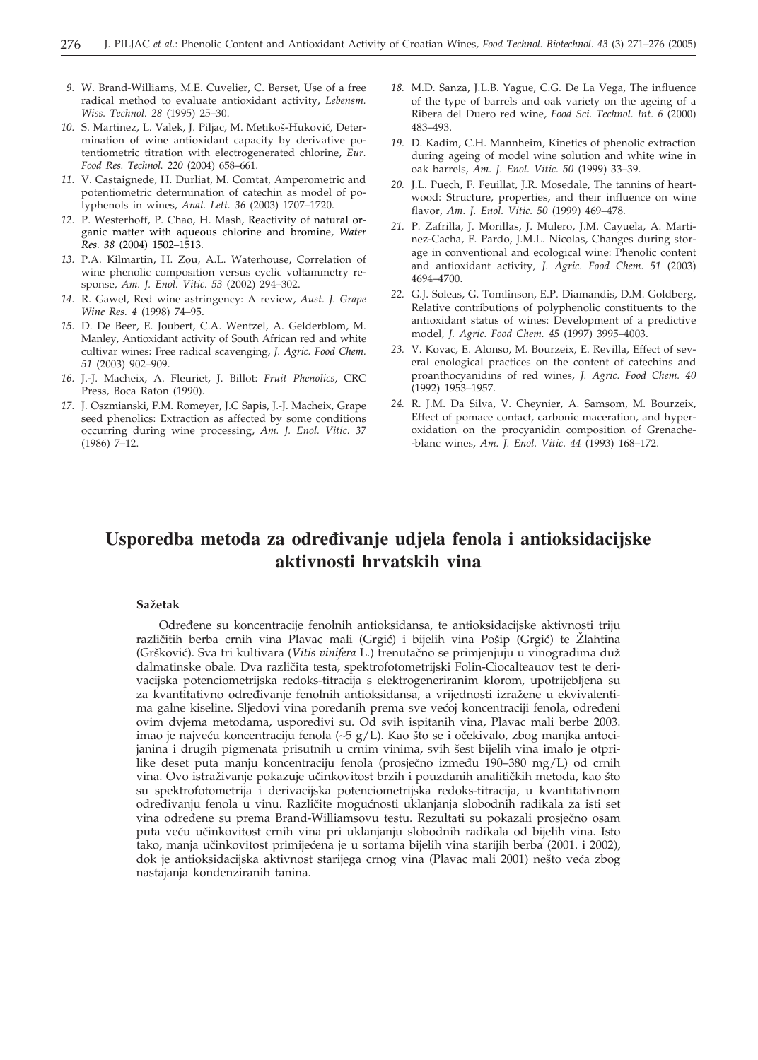9. W. Brand-Williams, M.E. Cuvelier, C. Berset, Use of a free radical method to evaluate antioxidant activity, *Lebensm. Wiss. Technol. 28* (1995) 25–30.
10. S. Martinez, L. Valek, J. Piljac, M. Metikoš-Huković, Determination of wine antioxidant capacity by derivative potentiometric titration with electrogenerated chlorine, *Eur. Food Res. Technol. 220* (2004) 658–661.
11. V. Castaignede, H. Durliat, M. Comtat, Amperometric and potentiometric determination of catechin as model of polyphenols in wines, *Anal. Lett. 36* (2003) 1707–1720.
12. P. Westerhoff, P. Chao, H. Mash, Reactivity of natural organic matter with aqueous chlorine and bromine, *Water Res. 38* (2004) 1502–1513.
13. P.A. Kilmartin, H. Zou, A.L. Waterhouse, Correlation of wine phenolic composition versus cyclic voltammetry response, *Am. J. Enol. Vitic. 53* (2002) 294–302.
14. R. Gawel, Red wine astringency: A review, *Aust. J. Grape Wine Res. 4* (1998) 74–95.
15. D. De Beer, E. Joubert, C.A. Wentzel, A. Gelderblom, M. Manley, Antioxidant activity of South African red and white cultivar wines: Free radical scavenging, *J. Agric. Food Chem. 51* (2003) 902–909.
16. J.-J. Macheix, A. Fleuriet, J. Billot: *Fruit Phenolics*, CRC Press, Boca Raton (1990).
17. J. Oszmianski, F.M. Romeyer, J.C Sapis, J.-J. Macheix, Grape seed phenolics: Extraction as affected by some conditions occurring during wine processing, *Am. J. Enol. Vitic. 37* (1986) 7–12.
18. M.D. Sanza, J.L.B. Yague, C.G. De La Vega, The influence of the type of barrels and oak variety on the ageing of a Ribera del Duero red wine, *Food Sci. Technol. Int. 6* (2000) 483–493.
19. D. Kadim, C.H. Mannheim, Kinetics of phenolic extraction during ageing of model wine solution and white wine in oak barrels, *Am. J. Enol. Vitic. 50* (1999) 33–39.
20. J.L. Puech, F. Feuillat, J.R. Mosedale, The tannins of heartwood: Structure, properties, and their influence on wine flavor, *Am. J. Enol. Vitic. 50* (1999) 469–478.
21. P. Zafrilla, J. Morillas, J. Mulero, J.M. Cayuela, A. Martinez-Cacha, F. Pardo, J.M.L. Nicolas, Changes during storage in conventional and ecological wine: Phenolic content and antioxidant activity, *J. Agric. Food Chem. 51* (2003) 4694–4700.
22. G.J. Soleas, G. Tomlinson, E.P. Diamandis, D.M. Goldberg, Relative contributions of polyphenolic constituents to the antioxidant status of wines: Development of a predictive model, *J. Agric. Food Chem. 45* (1997) 3995–4003.
23. V. Kovac, E. Alonso, M. Bourzeix, E. Revilla, Effect of several enological practices on the content of catechins and proanthocyanidins of red wines, *J. Agric. Food Chem. 40* (1992) 1953–1957.
24. R. J.M. Da Silva, V. Cheynier, A. Samsom, M. Bourzeix, Effect of pomace contact, carbonic maceration, and hyperoxidation on the procyanidin composition of Grenache-blanc wines, *Am. J. Enol. Vitic. 44* (1993) 168–172.

# Usporedba metoda za određivanje udjela fenola i antioksidacijske aktivnosti hrvatskih vina

### Sažetak

Određene su koncentracije fenolnih antioksidansa, te antioksidacijske aktivnosti triju različitih berba crnih vina Plavac mali (Grgić) i bijelih vina Pošip (Grgić) te Žlahtina (Gršković). Sva tri kultivara (*Vitis vinifera* L.) trenutačno se primjenjuju u vinogradima duž dalmatinske obale. Dva različita testa, spektrofotometrijski Folin-Ciocalteauov test te derivacijska potenciometrijska redoks-titracija s elektrogeneriranim klorom, upotrijebljena su za kvantitativno određivanje fenolnih antioksidansa, a vrijednosti izražene u ekvivalentima galne kiseline. Sljedovi vina poredanih prema sve većoj koncentraciji fenola, određeni ovim dvjema metodama, usporedivi su. Od svih ispitanih vina, Plavac mali berbe 2003. imao je najveću koncentraciju fenola (~5 g/L). Kao što se i očekivalo, zbog manjka antocijanina i drugih pigmenata prisutnih u crnim vinima, svih šest bijelih vina imalo je otprilike deset puta manju koncentraciju fenola (prosječno između 190–380 mg/L) od crnih vina. Ovo istraživanje pokazuje učinkovitost brzih i pouzdanih analitičkih metoda, kao što su spektrofotometrija i derivacijska potenciometrijska redoks-titracija, u kvantitativnom određivanju fenola u vinu. Različite mogućnosti uklanjanja slobodnih radikala za isti set vina određene su prema Brand-Williamsovu testu. Rezultati su pokazali prosječno osam puta veću učinkovitost crnih vina pri uklanjanju slobodnih radikala od bijelih vina. Isto tako, manja učinkovitost primijećena je u sortama bijelih vina starijih berba (2001. i 2002), dok je antioksidacijska aktivnost starijega crnog vina (Plavac mali 2001) nešto veća zbog nastajanja kondenziranih tanina.